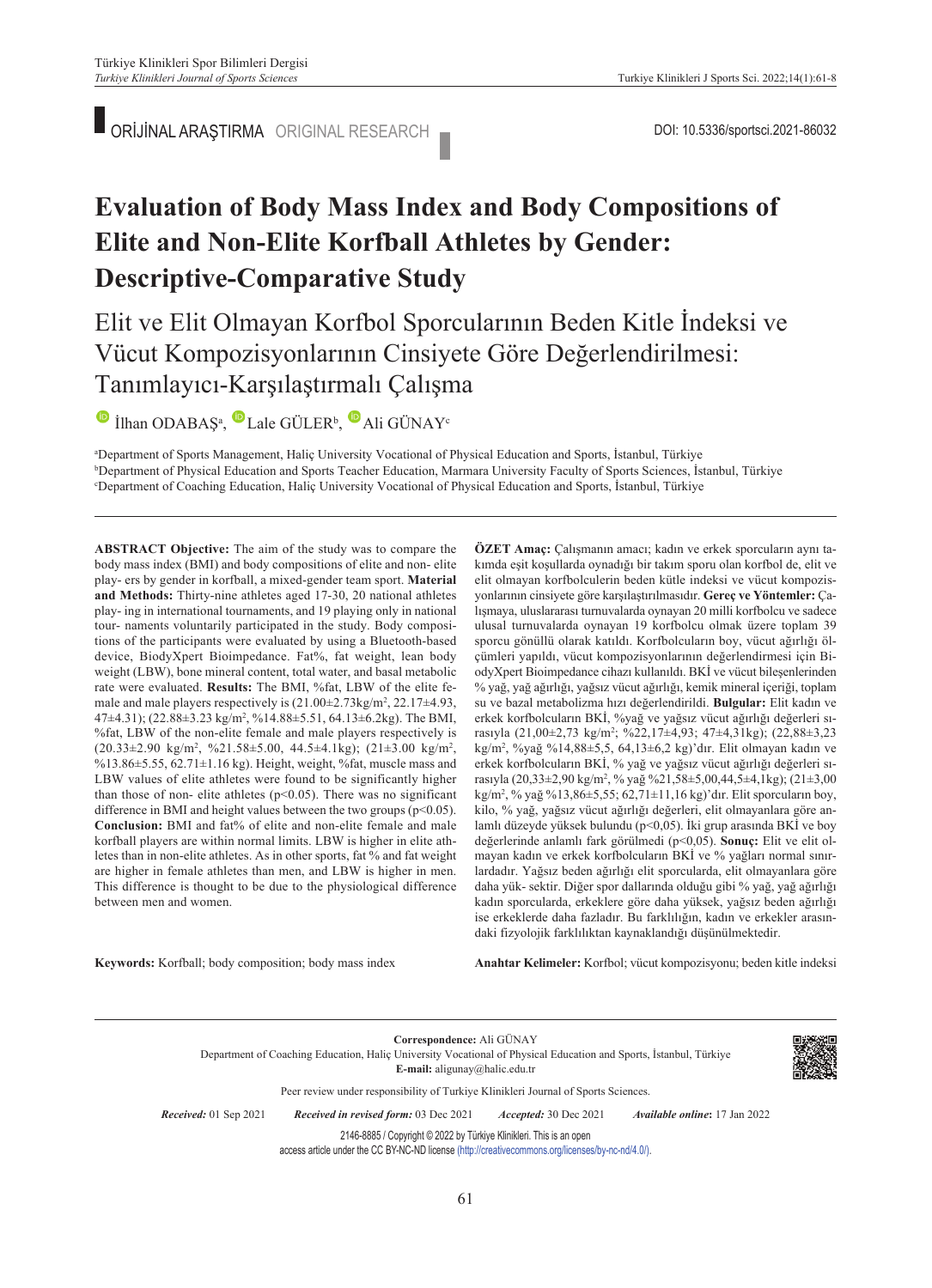ORİJİNAL ARAŞTIRMA ORIGINAL RESEARCH

DOI: 10.5336/sportsci.2021-86032

# Evaluation of Body Mass Index and Body Compositions of Elite and Non-Elite Korfball Athletes by Gender: Descriptive-Comparative Study

## Elit ve Elit Olmayan Korfbol Sporcularının Beden Kitle İndeksi ve Vücut Kompozisyonlarının Cinsiyete Göre Değerlendirilmesi: Tanımlayıcı-Karşılaştırmalı Çalışma

İlhan ODABAŞ[a], Lale GÜLER[b], Ali GÜNAY[c]

[a]Department of Sports Management, Haliç University Vocational of Physical Education and Sports, İstanbul, Türkiye
[b]Department of Physical Education and Sports Teacher Education, Marmara University Faculty of Sports Sciences, İstanbul, Türkiye
[c]Department of Coaching Education, Haliç University Vocational of Physical Education and Sports, İstanbul, Türkiye

**ABSTRACT Objective:** The aim of the study was to compare the body mass index (BMI) and body compositions of elite and non- elite play- ers by gender in korfball, a mixed-gender team sport. **Material and Methods:** Thirty-nine athletes aged 17-30, 20 national athletes play- ing in international tournaments, and 19 playing only in national tour- naments voluntarily participated in the study. Body composi- tions of the participants were evaluated by using a Bluetooth-based device, BiodyXpert Bioimpedance. Fat%, fat weight, lean body weight (LBW), bone mineral content, total water, and basal metabolic rate were evaluated. **Results:** The BMI, %fat, LBW of the elite female and male players respectively is (21.00±2.73kg/m$^2$, 22.17±4.93, 47±4.31); (22.88±3.23 kg/m$^2$, %14.88±5.51, 64.13±6.2kg). The BMI, %fat, LBW of the non-elite female and male players respectively is (20.33±2.90 kg/m$^2$, %21.58±5.00, 44.5±4.1kg); (21±3.00 kg/m$^2$, %13.86±5.55, 62.71±1.16 kg). Height, weight, %fat, muscle mass and LBW values of elite athletes were found to be significantly higher than those of non- elite athletes ($p<0.05$). There was no significant difference in BMI and height values between the two groups ($p<0.05$). **Conclusion:** BMI and fat% of elite and non-elite female and male korfball players are within normal limits. LBW is higher in elite athletes than in non-elite athletes. As in other sports, fat % and fat weight are higher in female athletes than men, and LBW is higher in men. This difference is thought to be due to the physiological difference between men and women.

**Keywords:** Korfball; body composition; body mass index

**ÖZET Amaç:** Çalışmanın amacı; kadın ve erkek sporcuların aynı takımda eşit koşullarda oynadığı bir takım sporu olan korfbol de, elit ve elit olmayan korfbolcularin beden kütle indeksi ve vücut kompozisyonlarının cinsiyete göre karşılaştırılmasıdır. **Gereç ve Yöntemler:** Çalışmaya, uluslararası turnuvalarda oynayan 20 milli korfbolcu ve sadece ulusal turnuvalarda oynayan 19 korfbolcu olmak üzere toplam 39 sporcu gönüllü olarak katıldı. Korfbolcuların boy, vücut ağırlığı ölçümleri yapıldı, vücut kompozisyonlarının değerlendirmesi için BiodyXpert Bioimpedance cihazı kullanıldı. BKİ ve vücut bileşenlerinden % yağ, yağ ağırlığı, yağsız vücut ağırlığı, kemik mineral içeriği, toplam su ve bazal metabolizma hızı değerlendirildi. **Bulgular:** Elit kadın ve erkek korfbolcuların BKİ, %yağ ve yağsız vücut ağırlığı değerleri sırasıyla (21,00±2,73 kg/m$^2$; %22,17±4,93; 47±4,31kg); (22,88±3,23 kg/m$^2$, %yağ %14,88±5,5, 64,13±6,2 kg)'dır. Elit olmayan kadın ve erkek korfbolcuların BKİ, % yağ ve yağsız vücut ağırlığı değerleri sırasıyla (20,33±2,90 kg/m$^2$, % yağ %21,58±5,00,44,5±4,1kg); (21±3,00 kg/m$^2$, % yağ %13,86±5,55; 62,71±11,16 kg)'dır. Elit sporcuların boy, kilo, % yağ, yağsız vücut ağırlığı değerleri, elit olmayanlara göre anlamlı düzeyde yüksek bulundu ($p<0,05$). İki grup arasında BKİ ve boy değerlerinde anlamlı fark görülmedi ($p<0,05$). **Sonuç:** Elit ve elit olmayan kadın ve erkek korfbolcuların BKİ ve % yağları normal sınırlardadır. Yağsız beden ağırlığı elit sporcularda, elit olmayanlara göre daha yük- sektir. Diğer spor dallarında olduğu gibi % yağ, yağ ağırlığı kadın sporcularda, erkeklere göre daha yüksek, yağsız beden ağırlığı ise erkeklerde daha fazladır. Bu farklılığın, kadın ve erkekler arasındaki fizyolojik farklılıktan kaynaklandığı düşünülmektedir.

**Anahtar Kelimeler:** Korfbol; vücut kompozisyonu; beden kitle indeksi

**Correspondence:** Ali GÜNAY
Department of Coaching Education, Haliç University Vocational of Physical Education and Sports, İstanbul, Türkiye
**E-mail:** aligunay@halic.edu.tr

Peer review under responsibility of Turkiye Klinikleri Journal of Sports Sciences.

*Received:* 01 Sep 2021 *Received in revised form:* 03 Dec 2021 *Accepted:* 30 Dec 2021 *Available online:* 17 Jan 2022

2146-8885 / Copyright © 2022 by Türkiye Klinikleri. This is an open access article under the CC BY-NC-ND license (http://creativecommons.org/licenses/by-nc-nd/4.0/).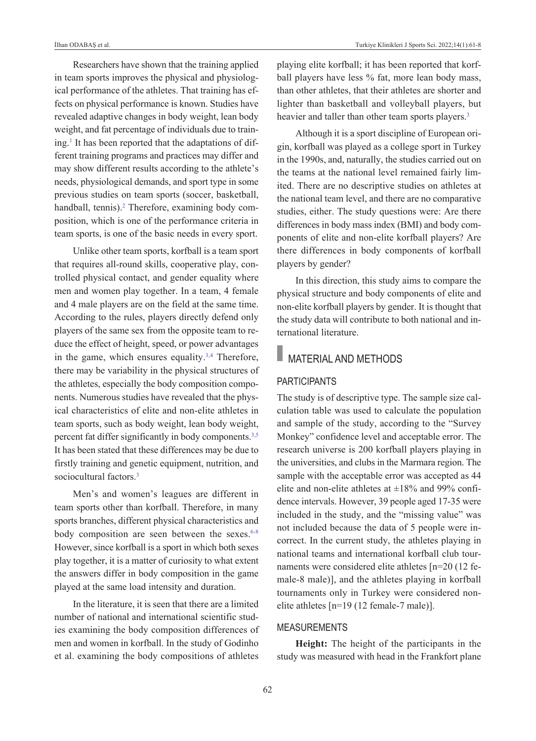Researchers have shown that the training applied in team sports improves the physical and physiological performance of the athletes. That training has effects on physical performance is known. Studies have revealed adaptive changes in body weight, lean body weight, and fat percentage of individuals due to training.[1] It has been reported that the adaptations of different training programs and practices may differ and may show different results according to the athlete's needs, physiological demands, and sport type in some previous studies on team sports (soccer, basketball, handball, tennis).[2] Therefore, examining body composition, which is one of the performance criteria in team sports, is one of the basic needs in every sport.

Unlike other team sports, korfball is a team sport that requires all-round skills, cooperative play, controlled physical contact, and gender equality where men and women play together. In a team, 4 female and 4 male players are on the field at the same time. According to the rules, players directly defend only players of the same sex from the opposite team to reduce the effect of height, speed, or power advantages in the game, which ensures equality.[3,4] Therefore, there may be variability in the physical structures of the athletes, especially the body composition components. Numerous studies have revealed that the physical characteristics of elite and non-elite athletes in team sports, such as body weight, lean body weight, percent fat differ significantly in body components.[3,5] It has been stated that these differences may be due to firstly training and genetic equipment, nutrition, and sociocultural factors.[3]

Men's and women's leagues are different in team sports other than korfball. Therefore, in many sports branches, different physical characteristics and body composition are seen between the sexes.[6-8] However, since korfball is a sport in which both sexes play together, it is a matter of curiosity to what extent the answers differ in body composition in the game played at the same load intensity and duration.

In the literature, it is seen that there are a limited number of national and international scientific studies examining the body composition differences of men and women in korfball. In the study of Godinho et al. examining the body compositions of athletes playing elite korfball; it has been reported that korfball players have less % fat, more lean body mass, than other athletes, that their athletes are shorter and lighter than basketball and volleyball players, but heavier and taller than other team sports players.[3]

Although it is a sport discipline of European origin, korfball was played as a college sport in Turkey in the 1990s, and, naturally, the studies carried out on the teams at the national level remained fairly limited. There are no descriptive studies on athletes at the national team level, and there are no comparative studies, either. The study questions were: Are there differences in body mass index (BMI) and body components of elite and non-elite korfball players? Are there differences in body components of korfball players by gender?

In this direction, this study aims to compare the physical structure and body components of elite and non-elite korfball players by gender. It is thought that the study data will contribute to both national and international literature.

## MATERIAL AND METHODS

### PARTICIPANTS

The study is of descriptive type. The sample size calculation table was used to calculate the population and sample of the study, according to the "Survey Monkey" confidence level and acceptable error. The research universe is 200 korfball players playing in the universities, and clubs in the Marmara region. The sample with the acceptable error was accepted as 44 elite and non-elite athletes at ±18% and 99% confidence intervals. However, 39 people aged 17-35 were included in the study, and the "missing value" was not included because the data of 5 people were incorrect. In the current study, the athletes playing in national teams and international korfball club tournaments were considered elite athletes [n=20 (12 female-8 male)], and the athletes playing in korfball tournaments only in Turkey were considered non-elite athletes [n=19 (12 female-7 male)].

### MEASUREMENTS

**Height:** The height of the participants in the study was measured with head in the Frankfort plane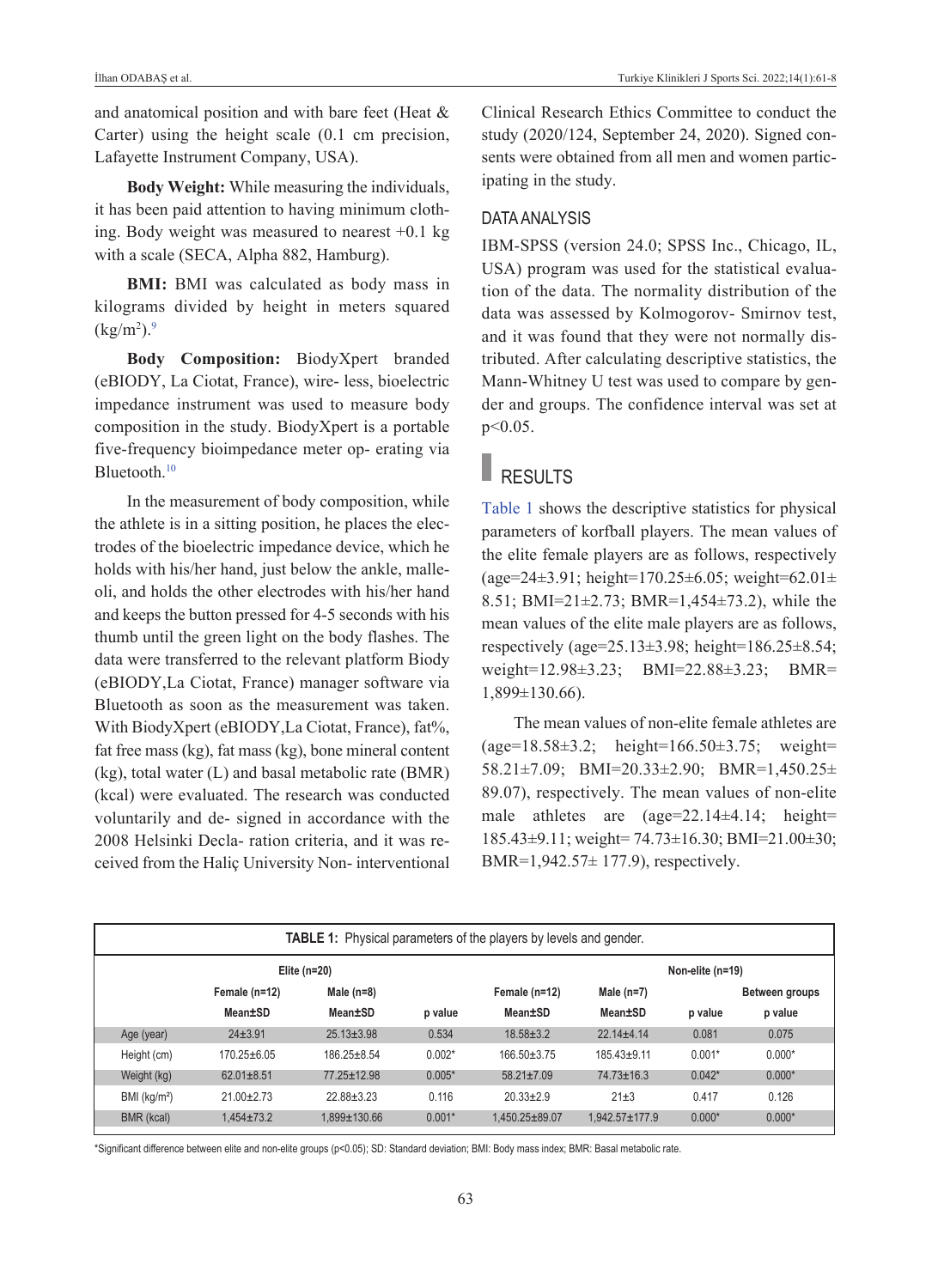and anatomical position and with bare feet (Heat & Carter) using the height scale (0.1 cm precision, Lafayette Instrument Company, USA).

**Body Weight:** While measuring the individuals, it has been paid attention to having minimum clothing. Body weight was measured to nearest +0.1 kg with a scale (SECA, Alpha 882, Hamburg).

**BMI:** BMI was calculated as body mass in kilograms divided by height in meters squared ($kg/m^2$).[9]

**Body Composition:** BiodyXpert branded (eBIODY, La Ciotat, France), wire- less, bioelectric impedance instrument was used to measure body composition in the study. BiodyXpert is a portable five-frequency bioimpedance meter op- erating via Bluetooth.[10]

In the measurement of body composition, while the athlete is in a sitting position, he places the electrodes of the bioelectric impedance device, which he holds with his/her hand, just below the ankle, malleoli, and holds the other electrodes with his/her hand and keeps the button pressed for 4-5 seconds with his thumb until the green light on the body flashes. The data were transferred to the relevant platform Biody (eBIODY,La Ciotat, France) manager software via Bluetooth as soon as the measurement was taken. With BiodyXpert (eBIODY,La Ciotat, France), fat%, fat free mass (kg), fat mass (kg), bone mineral content (kg), total water (L) and basal metabolic rate (BMR) (kcal) were evaluated. The research was conducted voluntarily and de- signed in accordance with the 2008 Helsinki Decla- ration criteria, and it was received from the Haliç University Non- interventional Clinical Research Ethics Committee to conduct the study (2020/124, September 24, 2020). Signed consents were obtained from all men and women participating in the study.

## DATA ANALYSIS

IBM-SPSS (version 24.0; SPSS Inc., Chicago, IL, USA) program was used for the statistical evaluation of the data. The normality distribution of the data was assessed by Kolmogorov- Smirnov test, and it was found that they were not normally distributed. After calculating descriptive statistics, the Mann-Whitney U test was used to compare by gender and groups. The confidence interval was set at $p<0.05$.

# RESULTS

Table 1 shows the descriptive statistics for physical parameters of korfball players. The mean values of the elite female players are as follows, respectively (age=24±3.91; height=170.25±6.05; weight=62.01±8.51; BMI=21±2.73; BMR=1,454±73.2), while the mean values of the elite male players are as follows, respectively (age=25.13±3.98; height=186.25±8.54; weight=12.98±3.23; BMI=22.88±3.23; BMR=1,899±130.66).

The mean values of non-elite female athletes are (age=18.58±3.2; height=166.50±3.75; weight=58.21±7.09; BMI=20.33±2.90; BMR=1,450.25±89.07), respectively. The mean values of non-elite male athletes are (age=22.14±4.14; height=185.43±9.11; weight= 74.73±16.30; BMI=21.00±30; BMR=1,942.57± 177.9), respectively.

**TABLE 1:** Physical parameters of the players by levels and gender.

| | Elite (n=20) | | | Non-elite (n=19) | | | |
|---|---|---|---|---|---|---|---|
| | Female (n=12) | Male (n=8) | | Female (n=12) | Male (n=7) | | Between groups |
| | Mean±SD | Mean±SD | p value | Mean±SD | Mean±SD | p value | p value |
| Age (year) | 24±3.91 | 25.13±3.98 | 0.534 | 18.58±3.2 | 22.14±4.14 | 0.081 | 0.075 |
| Height (cm) | 170.25±6.05 | 186.25±8.54 | 0.002* | 166.50±3.75 | 185.43±9.11 | 0.001* | 0.000* |
| Weight (kg) | 62.01±8.51 | 77.25±12.98 | 0.005* | 58.21±7.09 | 74.73±16.3 | 0.042* | 0.000* |
| BMI ($kg/m^2$) | 21.00±2.73 | 22.88±3.23 | 0.116 | 20.33±2.9 | 21±3 | 0.417 | 0.126 |
| BMR (kcal) | 1,454±73.2 | 1,899±130.66 | 0.001* | 1,450.25±89.07 | 1,942.57±177.9 | 0.000* | 0.000* |

*Significant difference between elite and non-elite groups ($p<0.05$); SD: Standard deviation; BMI: Body mass index; BMR: Basal metabolic rate.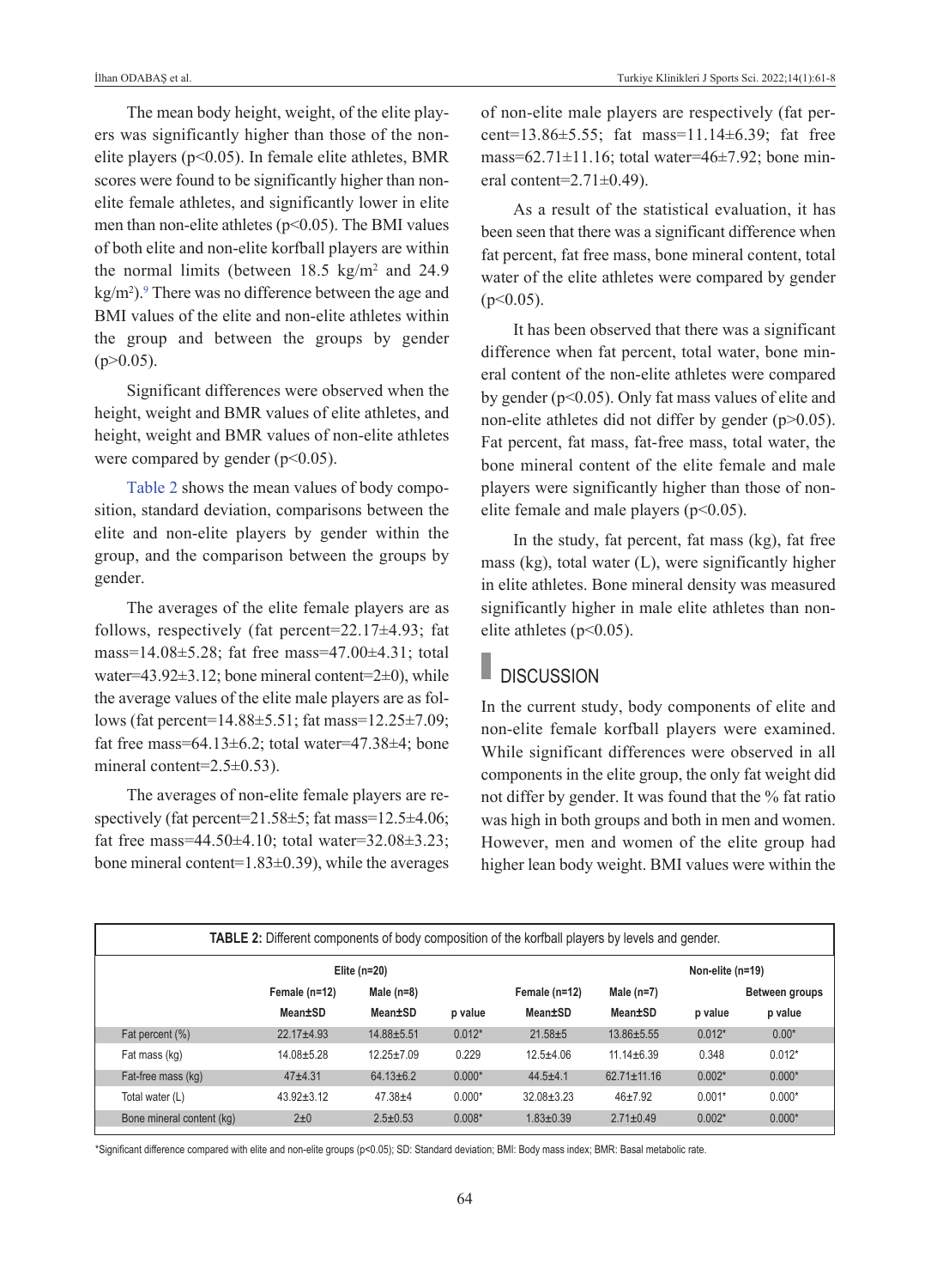The mean body height, weight, of the elite players was significantly higher than those of the non-elite players ($p<0.05$). In female elite athletes, BMR scores were found to be significantly higher than non-elite female athletes, and significantly lower in elite men than non-elite athletes ($p<0.05$). The BMI values of both elite and non-elite korfball players are within the normal limits (between 18.5 kg/m$^2$ and 24.9 kg/m$^2$).[9] There was no difference between the age and BMI values of the elite and non-elite athletes within the group and between the groups by gender ($p>0.05$).

Significant differences were observed when the height, weight and BMR values of elite athletes, and height, weight and BMR values of non-elite athletes were compared by gender ($p<0.05$).

Table 2 shows the mean values of body composition, standard deviation, comparisons between the elite and non-elite players by gender within the group, and the comparison between the groups by gender.

The averages of the elite female players are as follows, respectively (fat percent=22.17±4.93; fat mass=14.08±5.28; fat free mass=47.00±4.31; total water=43.92±3.12; bone mineral content=2±0), while the average values of the elite male players are as follows (fat percent=14.88±5.51; fat mass=12.25±7.09; fat free mass=64.13±6.2; total water=47.38±4; bone mineral content=2.5±0.53).

The averages of non-elite female players are respectively (fat percent=21.58±5; fat mass=12.5±4.06; fat free mass=44.50±4.10; total water=32.08±3.23; bone mineral content=1.83±0.39), while the averages of non-elite male players are respectively (fat percent=13.86±5.55; fat mass=11.14±6.39; fat free mass=62.71±11.16; total water=46±7.92; bone mineral content=2.71±0.49).

As a result of the statistical evaluation, it has been seen that there was a significant difference when fat percent, fat free mass, bone mineral content, total water of the elite athletes were compared by gender ($p<0.05$).

It has been observed that there was a significant difference when fat percent, total water, bone mineral content of the non-elite athletes were compared by gender ($p<0.05$). Only fat mass values of elite and non-elite athletes did not differ by gender ($p>0.05$). Fat percent, fat mass, fat-free mass, total water, the bone mineral content of the elite female and male players were significantly higher than those of non-elite female and male players ($p<0.05$).

In the study, fat percent, fat mass (kg), fat free mass (kg), total water (L), were significantly higher in elite athletes. Bone mineral density was measured significantly higher in male elite athletes than non-elite athletes ($p<0.05$).

## DISCUSSION

In the current study, body components of elite and non-elite female korfball players were examined. While significant differences were observed in all components in the elite group, the only fat weight did not differ by gender. It was found that the % fat ratio was high in both groups and both in men and women. However, men and women of the elite group had higher lean body weight. BMI values were within the

**TABLE 2:** Different components of body composition of the korfball players by levels and gender.

| | Elite (n=20) | | | Non-elite (n=19) | | | |
|---|---|---|---|---|---|---|---|
| | Female (n=12) | Male (n=8) | | Female (n=12) | Male (n=7) | | Between groups |
| | Mean±SD | Mean±SD | p value | Mean±SD | Mean±SD | p value | p value |
| Fat percent (%) | 22.17±4.93 | 14.88±5.51 | 0.012* | 21.58±5 | 13.86±5.55 | 0.012* | 0.00* |
| Fat mass (kg) | 14.08±5.28 | 12.25±7.09 | 0.229 | 12.5±4.06 | 11.14±6.39 | 0.348 | 0.012* |
| Fat-free mass (kg) | 47±4.31 | 64.13±6.2 | 0.000* | 44.5±4.1 | 62.71±11.16 | 0.002* | 0.000* |
| Total water (L) | 43.92±3.12 | 47.38±4 | 0.000* | 32.08±3.23 | 46±7.92 | 0.001* | 0.000* |
| Bone mineral content (kg) | 2±0 | 2.5±0.53 | 0.008* | 1.83±0.39 | 2.71±0.49 | 0.002* | 0.000* |

*Significant difference compared with elite and non-elite groups ($p<0.05$); SD: Standard deviation; BMI: Body mass index; BMR: Basal metabolic rate.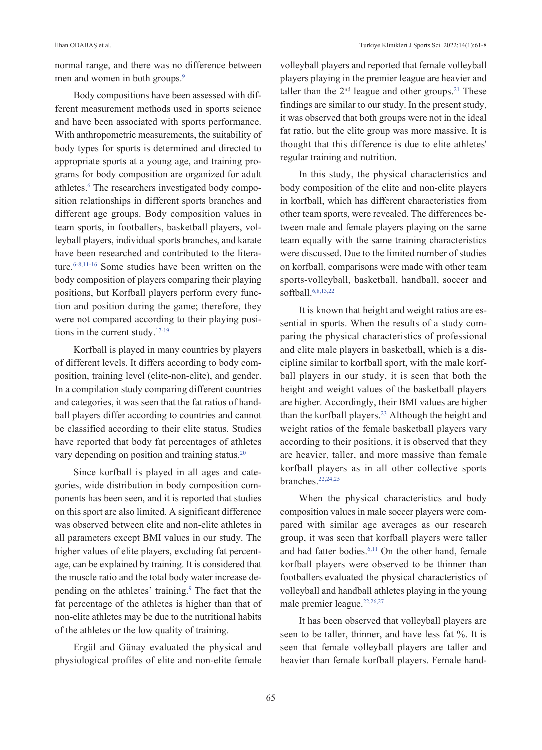normal range, and there was no difference between men and women in both groups.[9]

Body compositions have been assessed with different measurement methods used in sports science and have been associated with sports performance. With anthropometric measurements, the suitability of body types for sports is determined and directed to appropriate sports at a young age, and training programs for body composition are organized for adult athletes.[6] The researchers investigated body composition relationships in different sports branches and different age groups. Body composition values in team sports, in footballers, basketball players, volleyball players, individual sports branches, and karate have been researched and contributed to the literature.[6-8,11-16] Some studies have been written on the body composition of players comparing their playing positions, but Korfball players perform every function and position during the game; therefore, they were not compared according to their playing positions in the current study.[17-19]

Korfball is played in many countries by players of different levels. It differs according to body composition, training level (elite-non-elite), and gender. In a compilation study comparing different countries and categories, it was seen that the fat ratios of handball players differ according to countries and cannot be classified according to their elite status. Studies have reported that body fat percentages of athletes vary depending on position and training status.[20]

Since korfball is played in all ages and categories, wide distribution in body composition components has been seen, and it is reported that studies on this sport are also limited. A significant difference was observed between elite and non-elite athletes in all parameters except BMI values in our study. The higher values of elite players, excluding fat percentage, can be explained by training. It is considered that the muscle ratio and the total body water increase depending on the athletes' training.[9] The fact that the fat percentage of the athletes is higher than that of non-elite athletes may be due to the nutritional habits of the athletes or the low quality of training.

Ergül and Günay evaluated the physical and physiological profiles of elite and non-elite female volleyball players and reported that female volleyball players playing in the premier league are heavier and taller than the 2nd league and other groups.[21] These findings are similar to our study. In the present study, it was observed that both groups were not in the ideal fat ratio, but the elite group was more massive. It is thought that this difference is due to elite athletes' regular training and nutrition.

In this study, the physical characteristics and body composition of the elite and non-elite players in korfball, which has different characteristics from other team sports, were revealed. The differences between male and female players playing on the same team equally with the same training characteristics were discussed. Due to the limited number of studies on korfball, comparisons were made with other team sports-volleyball, basketball, handball, soccer and softball.[6,8,13,22]

It is known that height and weight ratios are essential in sports. When the results of a study comparing the physical characteristics of professional and elite male players in basketball, which is a discipline similar to korfball sport, with the male korfball players in our study, it is seen that both the height and weight values of the basketball players are higher. Accordingly, their BMI values are higher than the korfball players.[23] Although the height and weight ratios of the female basketball players vary according to their positions, it is observed that they are heavier, taller, and more massive than female korfball players as in all other collective sports branches.[22,24,25]

When the physical characteristics and body composition values in male soccer players were compared with similar age averages as our research group, it was seen that korfball players were taller and had fatter bodies.[6,11] On the other hand, female korfball players were observed to be thinner than footballers evaluated the physical characteristics of volleyball and handball athletes playing in the young male premier league.[22,26,27]

It has been observed that volleyball players are seen to be taller, thinner, and have less fat %. It is seen that female volleyball players are taller and heavier than female korfball players. Female hand-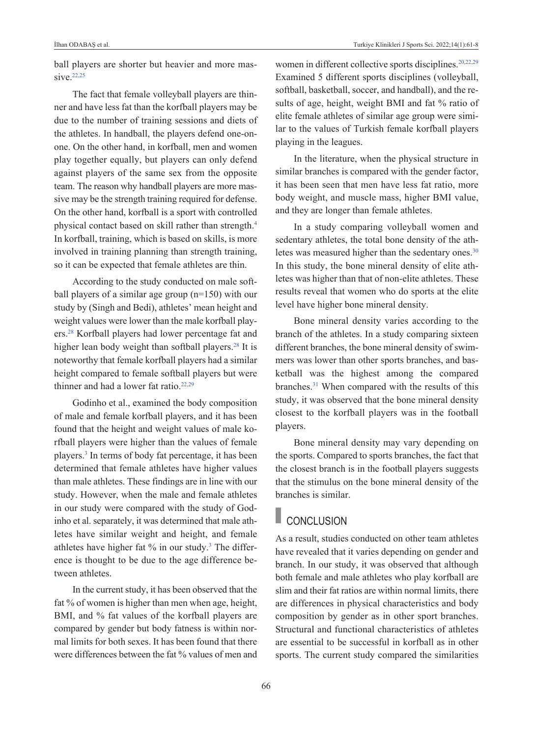ball players are shorter but heavier and more massive.[22,25]

The fact that female volleyball players are thinner and have less fat than the korfball players may be due to the number of training sessions and diets of the athletes. In handball, the players defend one-on-one. On the other hand, in korfball, men and women play together equally, but players can only defend against players of the same sex from the opposite team. The reason why handball players are more massive may be the strength training required for defense. On the other hand, korfball is a sport with controlled physical contact based on skill rather than strength.[4] In korfball, training, which is based on skills, is more involved in training planning than strength training, so it can be expected that female athletes are thin.

According to the study conducted on male softball players of a similar age group (n=150) with our study by (Singh and Bedi), athletes' mean height and weight values were lower than the male korfball players.[28] Korfball players had lower percentage fat and higher lean body weight than softball players.[28] It is noteworthy that female korfball players had a similar height compared to female softball players but were thinner and had a lower fat ratio.[22,29]

Godinho et al., examined the body composition of male and female korfball players, and it has been found that the height and weight values of male korfball players were higher than the values of female players.[3] In terms of body fat percentage, it has been determined that female athletes have higher values than male athletes. These findings are in line with our study. However, when the male and female athletes in our study were compared with the study of Godinho et al. separately, it was determined that male athletes have similar weight and height, and female athletes have higher fat % in our study.[3] The difference is thought to be due to the age difference between athletes.

In the current study, it has been observed that the fat % of women is higher than men when age, height, BMI, and % fat values of the korfball players are compared by gender but body fatness is within normal limits for both sexes. It has been found that there were differences between the fat % values of men and women in different collective sports disciplines.[20,22,29] Examined 5 different sports disciplines (volleyball, softball, basketball, soccer, and handball), and the results of age, height, weight BMI and fat % ratio of elite female athletes of similar age group were similar to the values of Turkish female korfball players playing in the leagues.

In the literature, when the physical structure in similar branches is compared with the gender factor, it has been seen that men have less fat ratio, more body weight, and muscle mass, higher BMI value, and they are longer than female athletes.

In a study comparing volleyball women and sedentary athletes, the total bone density of the athletes was measured higher than the sedentary ones.[30] In this study, the bone mineral density of elite athletes was higher than that of non-elite athletes. These results reveal that women who do sports at the elite level have higher bone mineral density.

Bone mineral density varies according to the branch of the athletes. In a study comparing sixteen different branches, the bone mineral density of swimmers was lower than other sports branches, and basketball was the highest among the compared branches.[31] When compared with the results of this study, it was observed that the bone mineral density closest to the korfball players was in the football players.

Bone mineral density may vary depending on the sports. Compared to sports branches, the fact that the closest branch is in the football players suggests that the stimulus on the bone mineral density of the branches is similar.

## CONCLUSION

As a result, studies conducted on other team athletes have revealed that it varies depending on gender and branch. In our study, it was observed that although both female and male athletes who play korfball are slim and their fat ratios are within normal limits, there are differences in physical characteristics and body composition by gender as in other sport branches. Structural and functional characteristics of athletes are essential to be successful in korfball as in other sports. The current study compared the similarities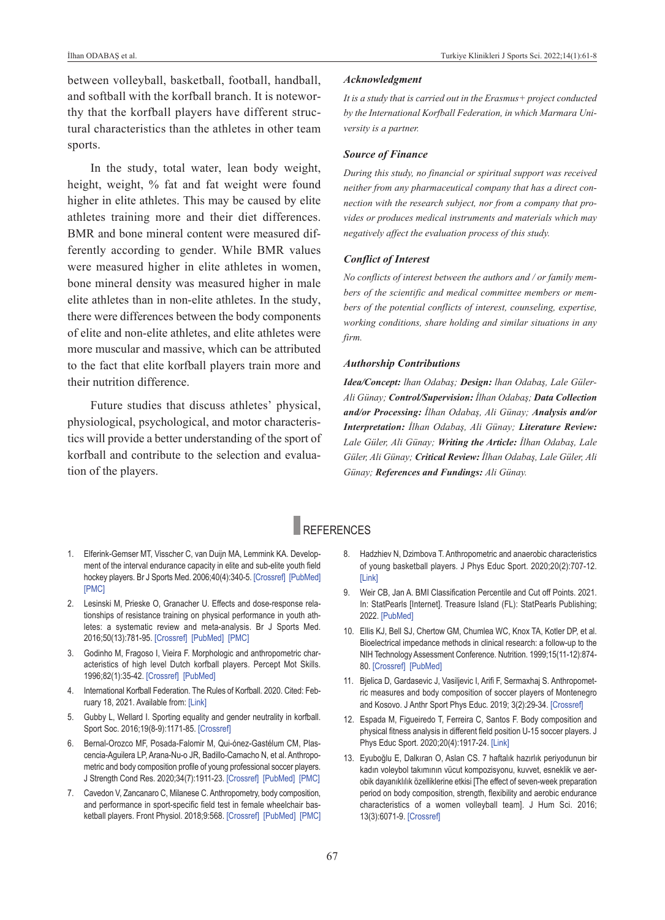between volleyball, basketball, football, handball, and softball with the korfball branch. It is noteworthy that the korfball players have different structural characteristics than the athletes in other team sports.

In the study, total water, lean body weight, height, weight, % fat and fat weight were found higher in elite athletes. This may be caused by elite athletes training more and their diet differences. BMR and bone mineral content were measured differently according to gender. While BMR values were measured higher in elite athletes in women, bone mineral density was measured higher in male elite athletes than in non-elite athletes. In the study, there were differences between the body components of elite and non-elite athletes, and elite athletes were more muscular and massive, which can be attributed to the fact that elite korfball players train more and their nutrition difference.

Future studies that discuss athletes' physical, physiological, psychological, and motor characteristics will provide a better understanding of the sport of korfball and contribute to the selection and evaluation of the players.

### *Acknowledgment*

*It is a study that is carried out in the Erasmus+ project conducted by the International Korfball Federation, in which Marmara University is a partner.*

### *Source of Finance*

*During this study, no financial or spiritual support was received neither from any pharmaceutical company that has a direct connection with the research subject, nor from a company that provides or produces medical instruments and materials which may negatively affect the evaluation process of this study.*

### *Conflict of Interest*

*No conflicts of interest between the authors and / or family members of the scientific and medical committee members or members of the potential conflicts of interest, counseling, expertise, working conditions, share holding and similar situations in any firm.*

### *Authorship Contributions*

***Idea/Concept:*** *lhan Odabaş;* ***Design:*** *lhan Odabaş, Lale Güler-Ali Günay;* ***Control/Supervision:*** *İlhan Odabaş;* ***Data Collection and/or Processing:*** *İlhan Odabaş, Ali Günay;* ***Analysis and/or Interpretation:*** *İlhan Odabaş, Ali Günay;* ***Literature Review:*** *Lale Güler, Ali Günay;* ***Writing the Article:*** *İlhan Odabaş, Lale Güler, Ali Günay;* ***Critical Review:*** *İlhan Odabaş, Lale Güler, Ali Günay;* ***References and Fundings:*** *Ali Günay.*

## REFERENCES

1. Elferink-Gemser MT, Visscher C, van Duijn MA, Lemmink KA. Development of the interval endurance capacity in elite and sub-elite youth field hockey players. Br J Sports Med. 2006;40(4):340-5. [Crossref] [PubMed] [PMC]
2. Lesinski M, Prieske O, Granacher U. Effects and dose-response relationships of resistance training on physical performance in youth athletes: a systematic review and meta-analysis. Br J Sports Med. 2016;50(13):781-95. [Crossref] [PubMed] [PMC]
3. Godinho M, Fragoso I, Vieira F. Morphologic and anthropometric characteristics of high level Dutch korfball players. Percept Mot Skills. 1996;82(1):35-42. [Crossref] [PubMed]
4. International Korfball Federation. The Rules of Korfball. 2020. Cited: February 18, 2021. Available from: [Link]
5. Gubby L, Wellard I. Sporting equality and gender neutrality in korfball. Sport Soc. 2016;19(8-9):1171-85. [Crossref]
6. Bernal-Orozco MF, Posada-Falomir M, Qui-ónez-Gastélum CM, Plascencia-Aguilera LP, Arana-Nu-o JR, Badillo-Camacho N, et al. Anthropometric and body composition profile of young professional soccer players. J Strength Cond Res. 2020;34(7):1911-23. [Crossref] [PubMed] [PMC]
7. Cavedon V, Zancanaro C, Milanese C. Anthropometry, body composition, and performance in sport-specific field test in female wheelchair basketball players. Front Physiol. 2018;9:568. [Crossref] [PubMed] [PMC]
8. Hadzhiev N, Dzimbova T. Anthropometric and anaerobic characteristics of young basketball players. J Phys Educ Sport. 2020;20(2):707-12. [Link]
9. Weir CB, Jan A. BMI Classification Percentile and Cut off Points. 2021. In: StatPearls [Internet]. Treasure Island (FL): StatPearls Publishing; 2022. [PubMed]
10. Ellis KJ, Bell SJ, Chertow GM, Chumlea WC, Knox TA, Kotler DP, et al. Bioelectrical impedance methods in clinical research: a follow-up to the NIH Technology Assessment Conference. Nutrition. 1999;15(11-12):874-80. [Crossref] [PubMed]
11. Bjelica D, Gardasevic J, Vasiljevic I, Arifi F, Sermaxhaj S. Anthropometric measures and body composition of soccer players of Montenegro and Kosovo. J Anthr Sport Phys Educ. 2019; 3(2):29-34. [Crossref]
12. Espada M, Figueiredo T, Ferreira C, Santos F. Body composition and physical fitness analysis in different field position U-15 soccer players. J Phys Educ Sport. 2020;20(4):1917-24. [Link]
13. Eyuboğlu E, Dalkıran O, Aslan CS. 7 haftalık hazırlık periyodunun bir kadın voleybol takımının vücut kompozisyonu, kuvvet, esneklik ve aerobik dayanıklılık özelliklerine etkisi [The effect of seven-week preparation period on body composition, strength, flexibility and aerobic endurance characteristics of a women volleyball team]. J Hum Sci. 2016; 13(3):6071-9. [Crossref]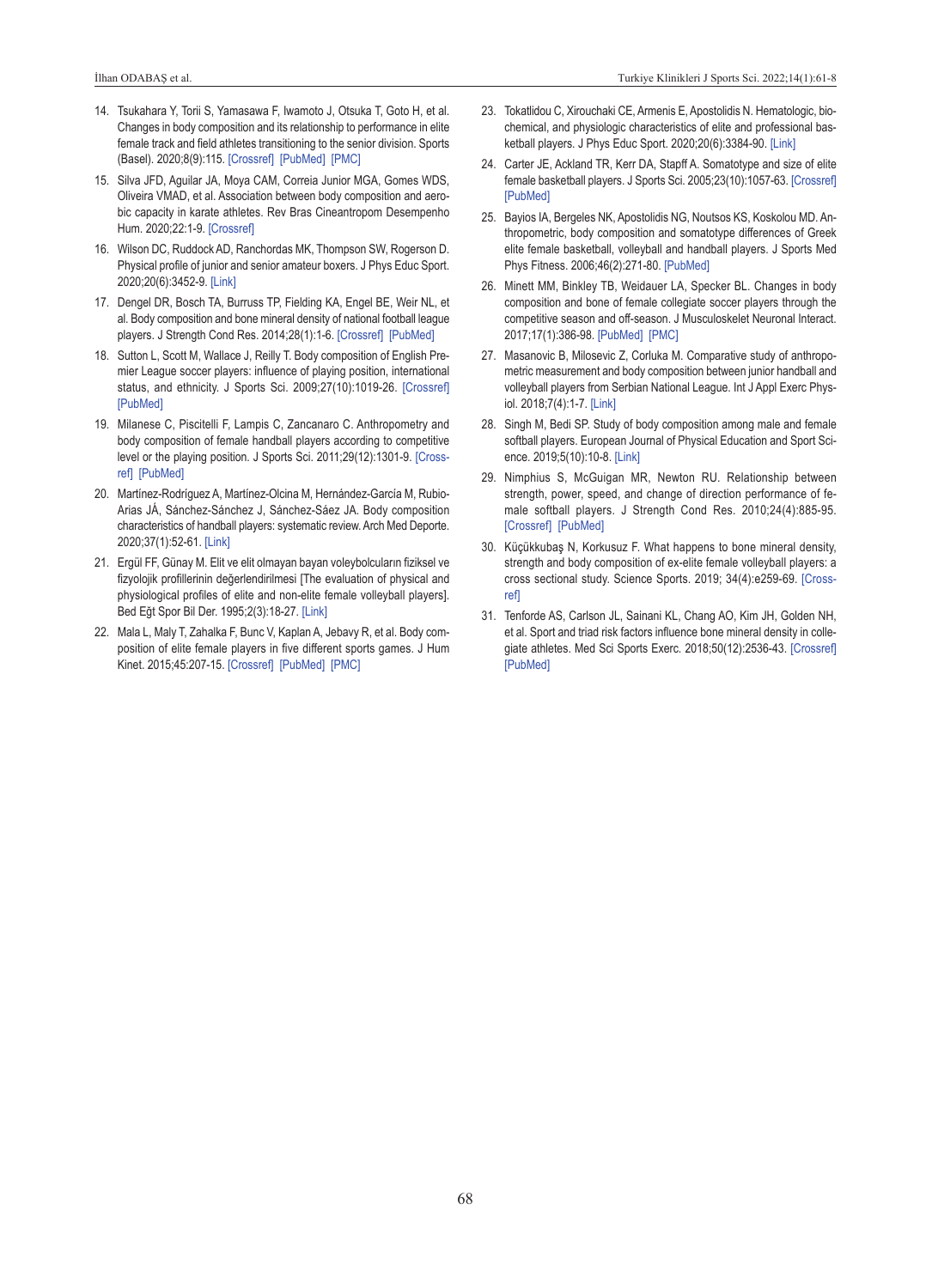14. Tsukahara Y, Torii S, Yamasawa F, Iwamoto J, Otsuka T, Goto H, et al. Changes in body composition and its relationship to performance in elite female track and field athletes transitioning to the senior division. Sports (Basel). 2020;8(9):115. [Crossref] [PubMed] [PMC]
15. Silva JFD, Aguilar JA, Moya CAM, Correia Junior MGA, Gomes WDS, Oliveira VMAD, et al. Association between body composition and aerobic capacity in karate athletes. Rev Bras Cineantropom Desempenho Hum. 2020;22:1-9. [Crossref]
16. Wilson DC, Ruddock AD, Ranchordas MK, Thompson SW, Rogerson D. Physical profile of junior and senior amateur boxers. J Phys Educ Sport. 2020;20(6):3452-9. [Link]
17. Dengel DR, Bosch TA, Burruss TP, Fielding KA, Engel BE, Weir NL, et al. Body composition and bone mineral density of national football league players. J Strength Cond Res. 2014;28(1):1-6. [Crossref] [PubMed]
18. Sutton L, Scott M, Wallace J, Reilly T. Body composition of English Premier League soccer players: influence of playing position, international status, and ethnicity. J Sports Sci. 2009;27(10):1019-26. [Crossref] [PubMed]
19. Milanese C, Piscitelli F, Lampis C, Zancanaro C. Anthropometry and body composition of female handball players according to competitive level or the playing position. J Sports Sci. 2011;29(12):1301-9. [Crossref] [PubMed]
20. Martínez-Rodríguez A, Martínez-Olcina M, Hernández-García M, Rubio-Arias JÁ, Sánchez-Sánchez J, Sánchez-Sáez JA. Body composition characteristics of handball players: systematic review. Arch Med Deporte. 2020;37(1):52-61. [Link]
21. Ergül FF, Günay M. Elit ve elit olmayan bayan voleybolcuların fiziksel ve fizyolojik profillerinin değerlendirilmesi [The evaluation of physical and physiological profiles of elite and non-elite female volleyball players]. Bed Eğt Spor Bil Der. 1995;2(3):18-27. [Link]
22. Mala L, Maly T, Zahalka F, Bunc V, Kaplan A, Jebavy R, et al. Body composition of elite female players in five different sports games. J Hum Kinet. 2015;45:207-15. [Crossref] [PubMed] [PMC]
23. Tokatlidou C, Xirouchaki CE, Armenis E, Apostolidis N. Hematologic, biochemical, and physiologic characteristics of elite and professional basketball players. J Phys Educ Sport. 2020;20(6):3384-90. [Link]
24. Carter JE, Ackland TR, Kerr DA, Stapff A. Somatotype and size of elite female basketball players. J Sports Sci. 2005;23(10):1057-63. [Crossref] [PubMed]
25. Bayios IA, Bergeles NK, Apostolidis NG, Noutsos KS, Koskolou MD. Anthropometric, body composition and somatotype differences of Greek elite female basketball, volleyball and handball players. J Sports Med Phys Fitness. 2006;46(2):271-80. [PubMed]
26. Minett MM, Binkley TB, Weidauer LA, Specker BL. Changes in body composition and bone of female collegiate soccer players through the competitive season and off-season. J Musculoskelet Neuronal Interact. 2017;17(1):386-98. [PubMed] [PMC]
27. Masanovic B, Milosevic Z, Corluka M. Comparative study of anthropometric measurement and body composition between junior handball and volleyball players from Serbian National League. Int J Appl Exerc Physiol. 2018;7(4):1-7. [Link]
28. Singh M, Bedi SP. Study of body composition among male and female softball players. European Journal of Physical Education and Sport Science. 2019;5(10):10-8. [Link]
29. Nimphius S, McGuigan MR, Newton RU. Relationship between strength, power, speed, and change of direction performance of female softball players. J Strength Cond Res. 2010;24(4):885-95. [Crossref] [PubMed]
30. Küçükkubaş N, Korkusuz F. What happens to bone mineral density, strength and body composition of ex-elite female volleyball players: a cross sectional study. Science Sports. 2019; 34(4):e259-69. [Crossref]
31. Tenforde AS, Carlson JL, Sainani KL, Chang AO, Kim JH, Golden NH, et al. Sport and triad risk factors influence bone mineral density in collegiate athletes. Med Sci Sports Exerc. 2018;50(12):2536-43. [Crossref] [PubMed]